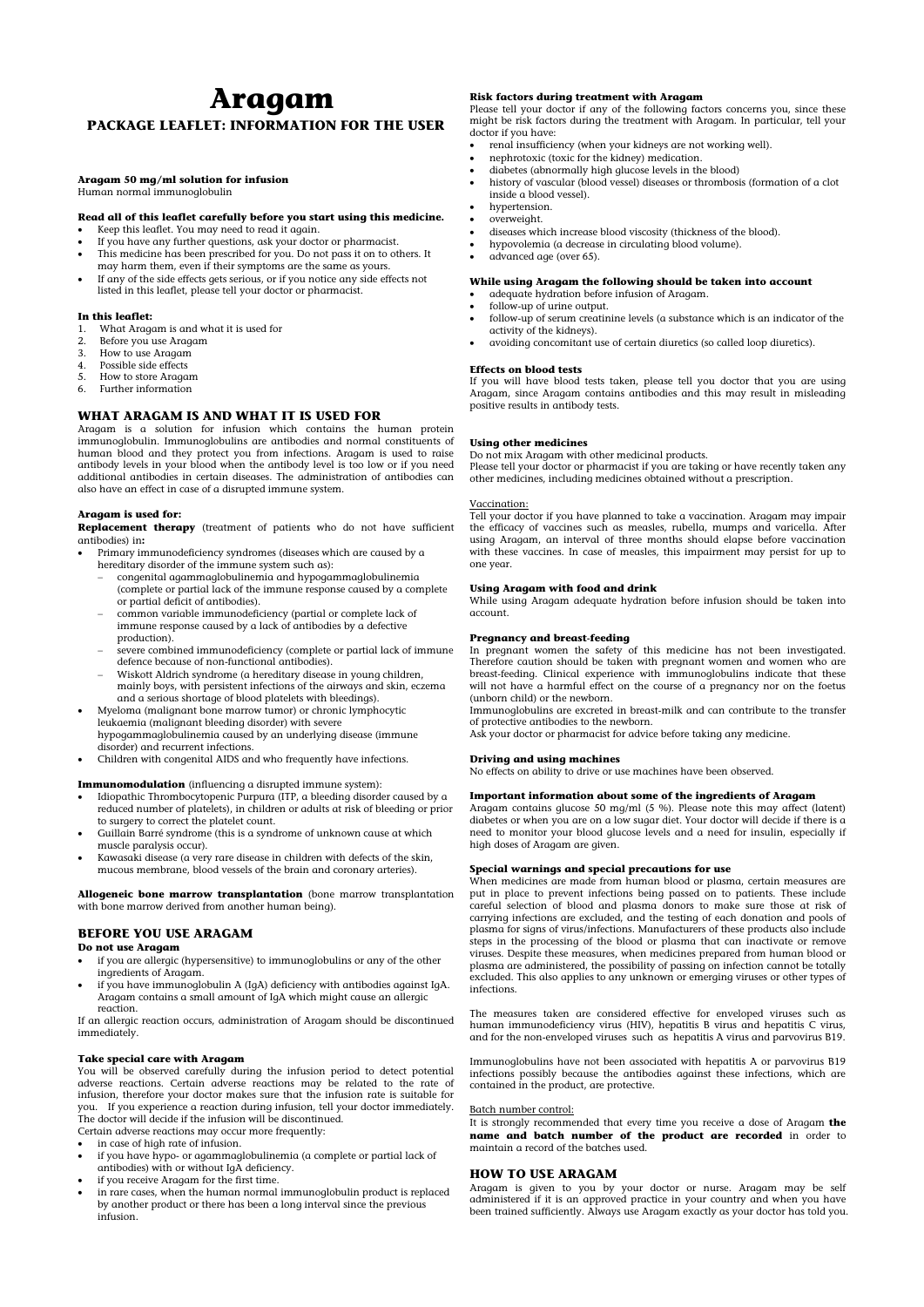# Aragam

## PACKAGE LEAFLET: INFORMATION FOR THE USER

**Aragam 50 mg/ml solution for infusion**
Human normal immunoglobulin

**Read all of this leaflet carefully before you start using this medicine.**

- Keep this leaflet. You may need to read it again.
- If you have any further questions, ask your doctor or pharmacist.
- This medicine has been prescribed for you. Do not pass it on to others. It may harm them, even if their symptoms are the same as yours.
- If any of the side effects gets serious, or if you notice any side effects not listed in this leaflet, please tell your doctor or pharmacist.

**In this leaflet:**

1. What Aragam is and what it is used for
2. Before you use Aragam
3. How to use Aragam
4. Possible side effects
5. How to store Aragam
6. Further information

## WHAT ARAGAM IS AND WHAT IT IS USED FOR

Aragam is a solution for infusion which contains the human protein immunoglobulin. Immunoglobulins are antibodies and normal constituents of human blood and they protect you from infections. Aragam is used to raise antibody levels in your blood when the antibody level is too low or if you need additional antibodies in certain diseases. The administration of antibodies can also have an effect in case of a disrupted immune system.

**Aragam is used for:**

**Replacement therapy** (treatment of patients who do not have sufficient antibodies) in**:**

- Primary immunodeficiency syndromes (diseases which are caused by a hereditary disorder of the immune system such as):
  - congenital agammaglobulinemia and hypogammaglobulinemia (complete or partial lack of the immune response caused by a complete or partial deficit of antibodies).
  - common variable immunodeficiency (partial or complete lack of immune response caused by a lack of antibodies by a defective production).
  - severe combined immunodeficiency (complete or partial lack of immune defence because of non-functional antibodies).
  - Wiskott Aldrich syndrome (a hereditary disease in young children, mainly boys, with persistent infections of the airways and skin, eczema and a serious shortage of blood platelets with bleedings).
- Myeloma (malignant bone marrow tumor) or chronic lymphocytic leukaemia (malignant bleeding disorder) with severe hypogammaglobulinemia caused by an underlying disease (immune disorder) and recurrent infections.
- Children with congenital AIDS and who frequently have infections.

**Immunomodulation** (influencing a disrupted immune system):

- Idiopathic Thrombocytopenic Purpura (ITP, a bleeding disorder caused by a reduced number of platelets), in children or adults at risk of bleeding or prior to surgery to correct the platelet count.
- Guillain Barré syndrome (this is a syndrome of unknown cause at which muscle paralysis occur).
- Kawasaki disease (a very rare disease in children with defects of the skin, mucous membrane, blood vessels of the brain and coronary arteries).

**Allogeneic bone marrow transplantation** (bone marrow transplantation with bone marrow derived from another human being).

## BEFORE YOU USE ARAGAM

**Do not use Aragam**

- if you are allergic (hypersensitive) to immunoglobulins or any of the other ingredients of Aragam.
- if you have immunoglobulin A (IgA) deficiency with antibodies against IgA. Aragam contains a small amount of IgA which might cause an allergic reaction.

If an allergic reaction occurs, administration of Aragam should be discontinued immediately.

**Take special care with Aragam**

You will be observed carefully during the infusion period to detect potential adverse reactions. Certain adverse reactions may be related to the rate of infusion, therefore your doctor makes sure that the infusion rate is suitable for you. If you experience a reaction during infusion, tell your doctor immediately. The doctor will decide if the infusion will be discontinued.

Certain adverse reactions may occur more frequently:

- in case of high rate of infusion.
- if you have hypo- or agammaglobulinemia (a complete or partial lack of antibodies) with or without IgA deficiency.
- if you receive Aragam for the first time.
- in rare cases, when the human normal immunoglobulin product is replaced by another product or there has been a long interval since the previous infusion.

**Risk factors during treatment with Aragam**

Please tell your doctor if any of the following factors concerns you, since these might be risk factors during the treatment with Aragam. In particular, tell your doctor if you have:

- renal insufficiency (when your kidneys are not working well).
- nephrotoxic (toxic for the kidney) medication.
- diabetes (abnormally high glucose levels in the blood)
- history of vascular (blood vessel) diseases or thrombosis (formation of a clot inside a blood vessel).
- hypertension.
- overweight.
- diseases which increase blood viscosity (thickness of the blood).
- hypovolemia (a decrease in circulating blood volume).
- advanced age (over 65).

**While using Aragam the following should be taken into account**

- adequate hydration before infusion of Aragam.
- follow-up of urine output.
- follow-up of serum creatinine levels (a substance which is an indicator of the activity of the kidneys).
- avoiding concomitant use of certain diuretics (so called loop diuretics).

**Effects on blood tests**

If you will have blood tests taken, please tell you doctor that you are using Aragam, since Aragam contains antibodies and this may result in misleading positive results in antibody tests.

**Using other medicines**

Do not mix Aragam with other medicinal products.
Please tell your doctor or pharmacist if you are taking or have recently taken any other medicines, including medicines obtained without a prescription.

Vaccination:

Tell your doctor if you have planned to take a vaccination. Aragam may impair the efficacy of vaccines such as measles, rubella, mumps and varicella. After using Aragam, an interval of three months should elapse before vaccination with these vaccines. In case of measles, this impairment may persist for up to one year.

**Using Aragam with food and drink**

While using Aragam adequate hydration before infusion should be taken into account.

**Pregnancy and breast-feeding**

In pregnant women the safety of this medicine has not been investigated. Therefore caution should be taken with pregnant women and women who are breast-feeding. Clinical experience with immunoglobulins indicate that these will not have a harmful effect on the course of a pregnancy nor on the foetus (unborn child) or the newborn.

Immunoglobulins are excreted in breast-milk and can contribute to the transfer of protective antibodies to the newborn.

Ask your doctor or pharmacist for advice before taking any medicine.

**Driving and using machines**

No effects on ability to drive or use machines have been observed.

**Important information about some of the ingredients of Aragam**

Aragam contains glucose 50 mg/ml (5 %). Please note this may affect (latent) diabetes or when you are on a low sugar diet. Your doctor will decide if there is a need to monitor your blood glucose levels and a need for insulin, especially if high doses of Aragam are given.

**Special warnings and special precautions for use**

When medicines are made from human blood or plasma, certain measures are put in place to prevent infections being passed on to patients. These include careful selection of blood and plasma donors to make sure those at risk of carrying infections are excluded, and the testing of each donation and pools of plasma for signs of virus/infections. Manufacturers of these products also include steps in the processing of the blood or plasma that can inactivate or remove viruses. Despite these measures, when medicines prepared from human blood or plasma are administered, the possibility of passing on infection cannot be totally excluded. This also applies to any unknown or emerging viruses or other types of infections.

The measures taken are considered effective for enveloped viruses such as human immunodeficiency virus (HIV), hepatitis B virus and hepatitis C virus, and for the non-enveloped viruses such as hepatitis A virus and parvovirus B19.

Immunoglobulins have not been associated with hepatitis A or parvovirus B19 infections possibly because the antibodies against these infections, which are contained in the product, are protective.

Batch number control:

It is strongly recommended that every time you receive a dose of Aragam **the name and batch number of the product are recorded** in order to maintain a record of the batches used.

## HOW TO USE ARAGAM

Aragam is given to you by your doctor or nurse. Aragam may be self administered if it is an approved practice in your country and when you have been trained sufficiently. Always use Aragam exactly as your doctor has told you.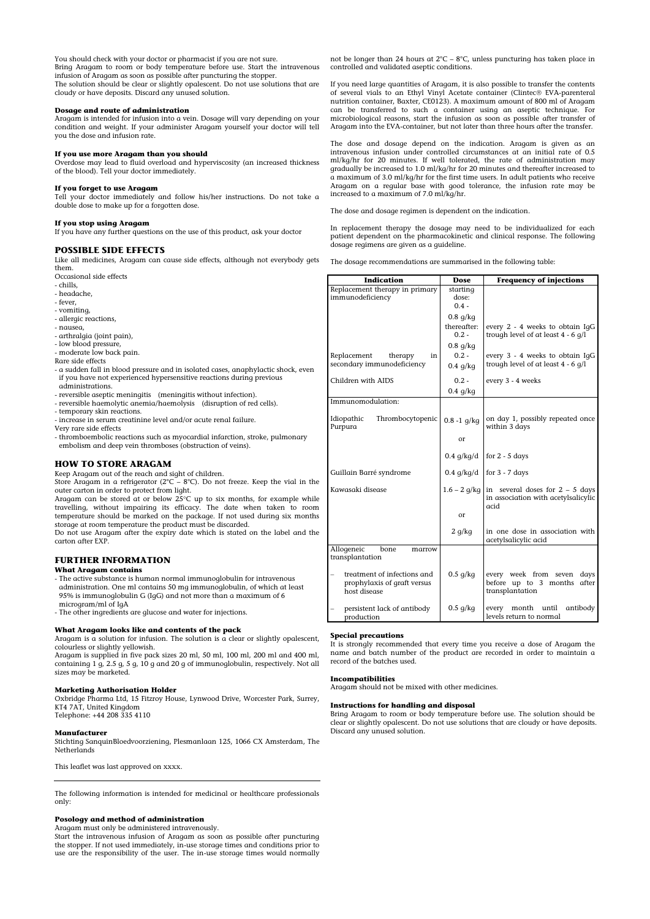You should check with your doctor or pharmacist if you are not sure.
Bring Aragam to room or body temperature before use. Start the intravenous infusion of Aragam as soon as possible after puncturing the stopper.
The solution should be clear or slightly opalescent. Do not use solutions that are cloudy or have deposits. Discard any unused solution.

**Dosage and route of administration**
Aragam is intended for infusion into a vein. Dosage will vary depending on your condition and weight. If your administer Aragam yourself your doctor will tell you the dose and infusion rate.

**If you use more Aragam than you should**
Overdose may lead to fluid overload and hyperviscosity (an increased thickness of the blood). Tell your doctor immediately.

**If you forget to use Aragam**
Tell your doctor immediately and follow his/her instructions. Do not take a double dose to make up for a forgotten dose.

**If you stop using Aragam**
If you have any further questions on the use of this product, ask your doctor

## POSSIBLE SIDE EFFECTS

Like all medicines, Aragam can cause side effects, although not everybody gets them.
Occasional side effects
- chills,
- headache,
- fever,
- vomiting,
- allergic reactions,
- nausea,
- arthralgia (joint pain),
- low blood pressure,
- moderate low back pain.

Rare side effects
- a sudden fall in blood pressure and in isolated cases, anaphylactic shock, even if you have not experienced hypersensitive reactions during previous administrations.
- reversible aseptic meningitis (meningitis without infection).
- reversible haemolytic anemia/haemolysis (disruption of red cells).
- temporary skin reactions.
- increase in serum creatinine level and/or acute renal failure.

Very rare side effects
- thromboembolic reactions such as myocardial infarction, stroke, pulmonary embolism and deep vein thromboses (obstruction of veins).

## HOW TO STORE ARAGAM

Keep Aragam out of the reach and sight of children.
Store Aragam in a refrigerator (2°C – 8°C). Do not freeze. Keep the vial in the outer carton in order to protect from light.
Aragam can be stored at or below 25°C up to six months, for example while travelling, without impairing its efficacy. The date when taken to room temperature should be marked on the package. If not used during six months storage at room temperature the product must be discarded.
Do not use Aragam after the expiry date which is stated on the label and the carton after EXP.

## FURTHER INFORMATION

**What Aragam contains**
- The active substance is human normal immunoglobulin for intravenous administration. One ml contains 50 mg immunoglobulin, of which at least 95% is immunoglobulin G (IgG) and not more than a maximum of 6 microgram/ml of IgA
- The other ingredients are glucose and water for injections.

**What Aragam looks like and contents of the pack**
Aragam is a solution for infusion. The solution is a clear or slightly opalescent, colourless or slightly yellowish.
Aragam is supplied in five pack sizes 20 ml, 50 ml, 100 ml, 200 ml and 400 ml, containing 1 g, 2.5 g, 5 g, 10 g and 20 g of immunoglobulin, respectively. Not all sizes may be marketed.

**Marketing Authorisation Holder**
Oxbridge Pharma Ltd, 15 Fitzroy House, Lynwood Drive, Worcester Park, Surrey, KT4 7AT, United Kingdom
Telephone: +44 208 335 4110

**Manufacturer**
Stichting SanquinBloedvoorziening, Plesmanlaan 125, 1066 CX Amsterdam, The Netherlands

This leaflet was last approved on xxxx.

---

The following information is intended for medicinal or healthcare professionals only:

**Posology and method of administration**
Aragam must only be administered intravenously.
Start the intravenous infusion of Aragam as soon as possible after puncturing the stopper. If not used immediately, in-use storage times and conditions prior to use are the responsibility of the user. The in-use storage times would normally not be longer than 24 hours at 2°C – 8°C, unless puncturing has taken place in controlled and validated aseptic conditions.

If you need large quantities of Aragam, it is also possible to transfer the contents of several vials to an Ethyl Vinyl Acetate container (Clintec® EVA-parenteral nutrition container, Baxter, CE0123). A maximum amount of 800 ml of Aragam can be transferred to such a container using an aseptic technique. For microbiological reasons, start the infusion as soon as possible after transfer of Aragam into the EVA-container, but not later than three hours after the transfer.

The dose and dosage depend on the indication. Aragam is given as an intravenous infusion under controlled circumstances at an initial rate of 0.5 ml/kg/hr for 20 minutes. If well tolerated, the rate of administration may gradually be increased to 1.0 ml/kg/hr for 20 minutes and thereafter increased to a maximum of 3.0 ml/kg/hr for the first time users. In adult patients who receive Aragam on a regular base with good tolerance, the infusion rate may be increased to a maximum of 7.0 ml/kg/hr.

The dose and dosage regimen is dependent on the indication.

In replacement therapy the dosage may need to be individualized for each patient dependent on the pharmacokinetic and clinical response. The following dosage regimens are given as a guideline.

The dosage recommendations are summarised in the following table:

| Indication | Dose | Frequency of injections |
|---|---|---|
| Replacement therapy in primary immunodeficiency | starting dose: 0.4 - 0.8 g/kg | |
| | thereafter: 0.2 - 0.8 g/kg | every 2 - 4 weeks to obtain IgG trough level of at least 4 - 6 g/l |
| Replacement therapy in secondary immunodeficiency | 0.2 - 0.4 g/kg | every 3 - 4 weeks to obtain IgG trough level of at least 4 - 6 g/l |
| Children with AIDS | 0.2 - 0.4 g/kg | every 3 - 4 weeks |
| Immunomodulation: | | |
| Idiopathic Thrombocytopenic Purpura | 0.8 -1 g/kg | on day 1, possibly repeated once within 3 days |
| | or | |
| | 0.4 g/kg/d | for 2 - 5 days |
| Guillain Barré syndrome | 0.4 g/kg/d | for 3 - 7 days |
| Kawasaki disease | 1.6 – 2 g/kg | in several doses for 2 – 5 days in association with acetylsalicylic acid |
| | or | |
| | 2 g/kg | in one dose in association with acetylsalicylic acid |
| Allogeneic bone marrow transplantation | | |
| – treatment of infections and prophylaxis of graft versus host disease | 0.5 g/kg | every week from seven days before up to 3 months after transplantation |
| – persistent lack of antibody production | 0.5 g/kg | every month until antibody levels return to normal |

**Special precautions**
It is strongly recommended that every time you receive a dose of Aragam the name and batch number of the product are recorded in order to maintain a record of the batches used.

**Incompatibilities**
Aragam should not be mixed with other medicines.

**Instructions for handling and disposal**
Bring Aragam to room or body temperature before use. The solution should be clear or slightly opalescent. Do not use solutions that are cloudy or have deposits. Discard any unused solution.